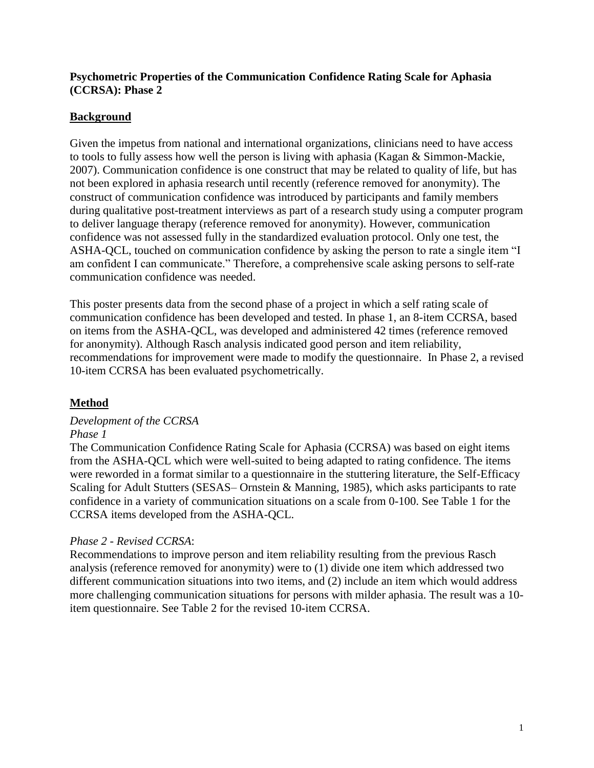**Psychometric Properties of the Communication Confidence Rating Scale for Aphasia (CCRSA): Phase 2**

## Background

Given the impetus from national and international organizations, clinicians need to have access to tools to fully assess how well the person is living with aphasia (Kagan & Simmon-Mackie, 2007). Communication confidence is one construct that may be related to quality of life, but has not been explored in aphasia research until recently (reference removed for anonymity). The construct of communication confidence was introduced by participants and family members during qualitative post-treatment interviews as part of a research study using a computer program to deliver language therapy (reference removed for anonymity). However, communication confidence was not assessed fully in the standardized evaluation protocol. Only one test, the ASHA-QCL, touched on communication confidence by asking the person to rate a single item "I am confident I can communicate." Therefore, a comprehensive scale asking persons to self-rate communication confidence was needed.

This poster presents data from the second phase of a project in which a self rating scale of communication confidence has been developed and tested. In phase 1, an 8-item CCRSA, based on items from the ASHA-QCL, was developed and administered 42 times (reference removed for anonymity). Although Rasch analysis indicated good person and item reliability, recommendations for improvement were made to modify the questionnaire. In Phase 2, a revised 10-item CCRSA has been evaluated psychometrically.

## Method

*Development of the CCRSA*

*Phase 1*

The Communication Confidence Rating Scale for Aphasia (CCRSA) was based on eight items from the ASHA-QCL which were well-suited to being adapted to rating confidence. The items were reworded in a format similar to a questionnaire in the stuttering literature, the Self-Efficacy Scaling for Adult Stutters (SESAS– Ornstein & Manning, 1985), which asks participants to rate confidence in a variety of communication situations on a scale from 0-100. See Table 1 for the CCRSA items developed from the ASHA-QCL.

*Phase 2 - Revised CCRSA*:

Recommendations to improve person and item reliability resulting from the previous Rasch analysis (reference removed for anonymity) were to (1) divide one item which addressed two different communication situations into two items, and (2) include an item which would address more challenging communication situations for persons with milder aphasia. The result was a 10-item questionnaire. See Table 2 for the revised 10-item CCRSA.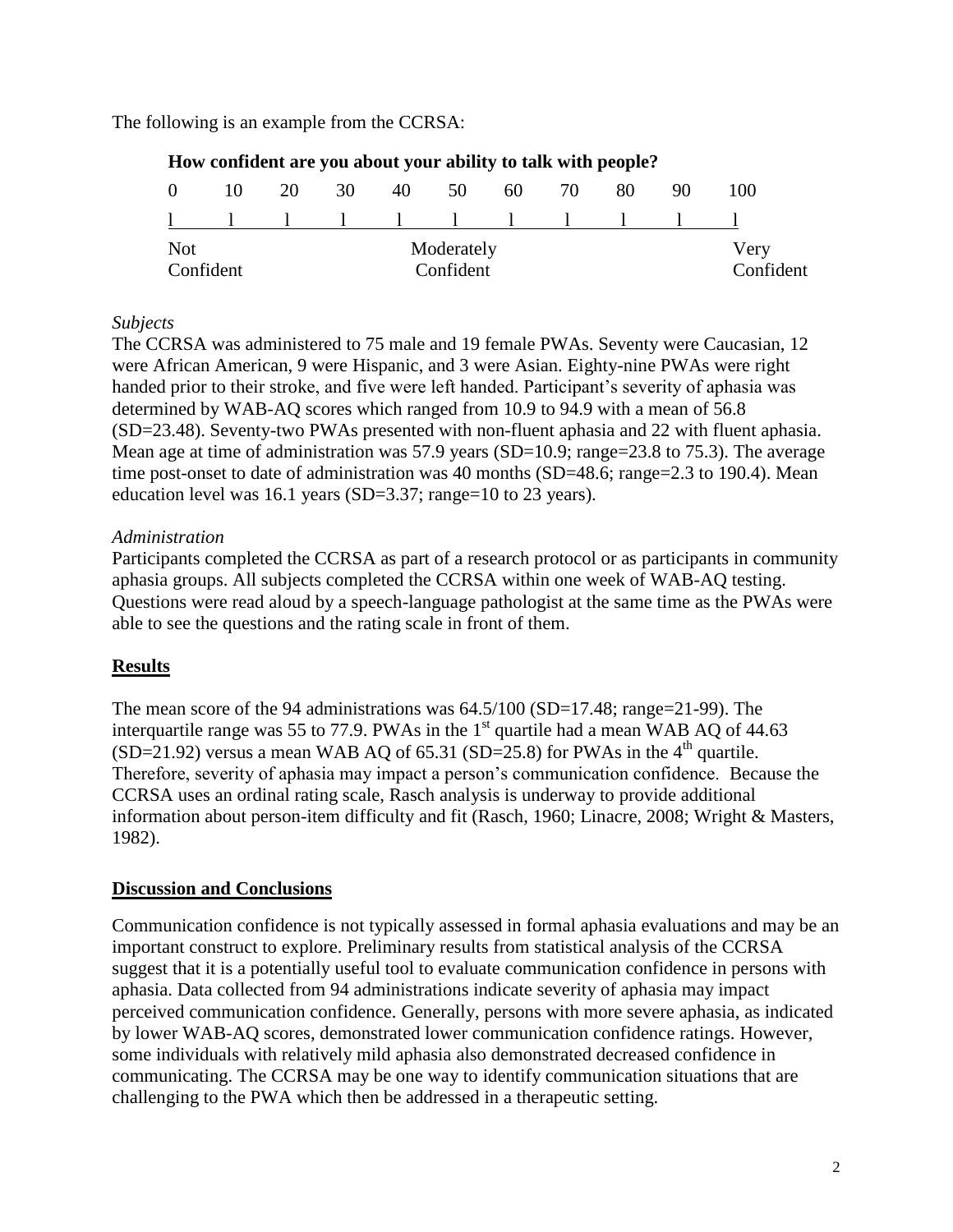The following is an example from the CCRSA:

**How confident are you about your ability to talk with people?**

| 0 | 10 | 20 | 30 | 40 | 50 | 60 | 70 | 80 | 90 | 100 |
|---|---|---|---|---|---|---|---|---|---|---|
| l | l | l | l | l | l | l | l | l | l | l |
| Not Confident | | | | | Moderately Confident | | | | | Very Confident |

*Subjects*

The CCRSA was administered to 75 male and 19 female PWAs. Seventy were Caucasian, 12 were African American, 9 were Hispanic, and 3 were Asian. Eighty-nine PWAs were right handed prior to their stroke, and five were left handed. Participant's severity of aphasia was determined by WAB-AQ scores which ranged from 10.9 to 94.9 with a mean of 56.8 (SD=23.48). Seventy-two PWAs presented with non-fluent aphasia and 22 with fluent aphasia. Mean age at time of administration was 57.9 years (SD=10.9; range=23.8 to 75.3). The average time post-onset to date of administration was 40 months (SD=48.6; range=2.3 to 190.4). Mean education level was 16.1 years (SD=3.37; range=10 to 23 years).

*Administration*

Participants completed the CCRSA as part of a research protocol or as participants in community aphasia groups. All subjects completed the CCRSA within one week of WAB-AQ testing. Questions were read aloud by a speech-language pathologist at the same time as the PWAs were able to see the questions and the rating scale in front of them.

## Results

The mean score of the 94 administrations was 64.5/100 (SD=17.48; range=21-99). The interquartile range was 55 to 77.9. PWAs in the 1st quartile had a mean WAB AQ of 44.63 (SD=21.92) versus a mean WAB AQ of 65.31 (SD=25.8) for PWAs in the 4th quartile. Therefore, severity of aphasia may impact a person's communication confidence. Because the CCRSA uses an ordinal rating scale, Rasch analysis is underway to provide additional information about person-item difficulty and fit (Rasch, 1960; Linacre, 2008; Wright & Masters, 1982).

## Discussion and Conclusions

Communication confidence is not typically assessed in formal aphasia evaluations and may be an important construct to explore. Preliminary results from statistical analysis of the CCRSA suggest that it is a potentially useful tool to evaluate communication confidence in persons with aphasia. Data collected from 94 administrations indicate severity of aphasia may impact perceived communication confidence. Generally, persons with more severe aphasia, as indicated by lower WAB-AQ scores, demonstrated lower communication confidence ratings. However, some individuals with relatively mild aphasia also demonstrated decreased confidence in communicating. The CCRSA may be one way to identify communication situations that are challenging to the PWA which then be addressed in a therapeutic setting.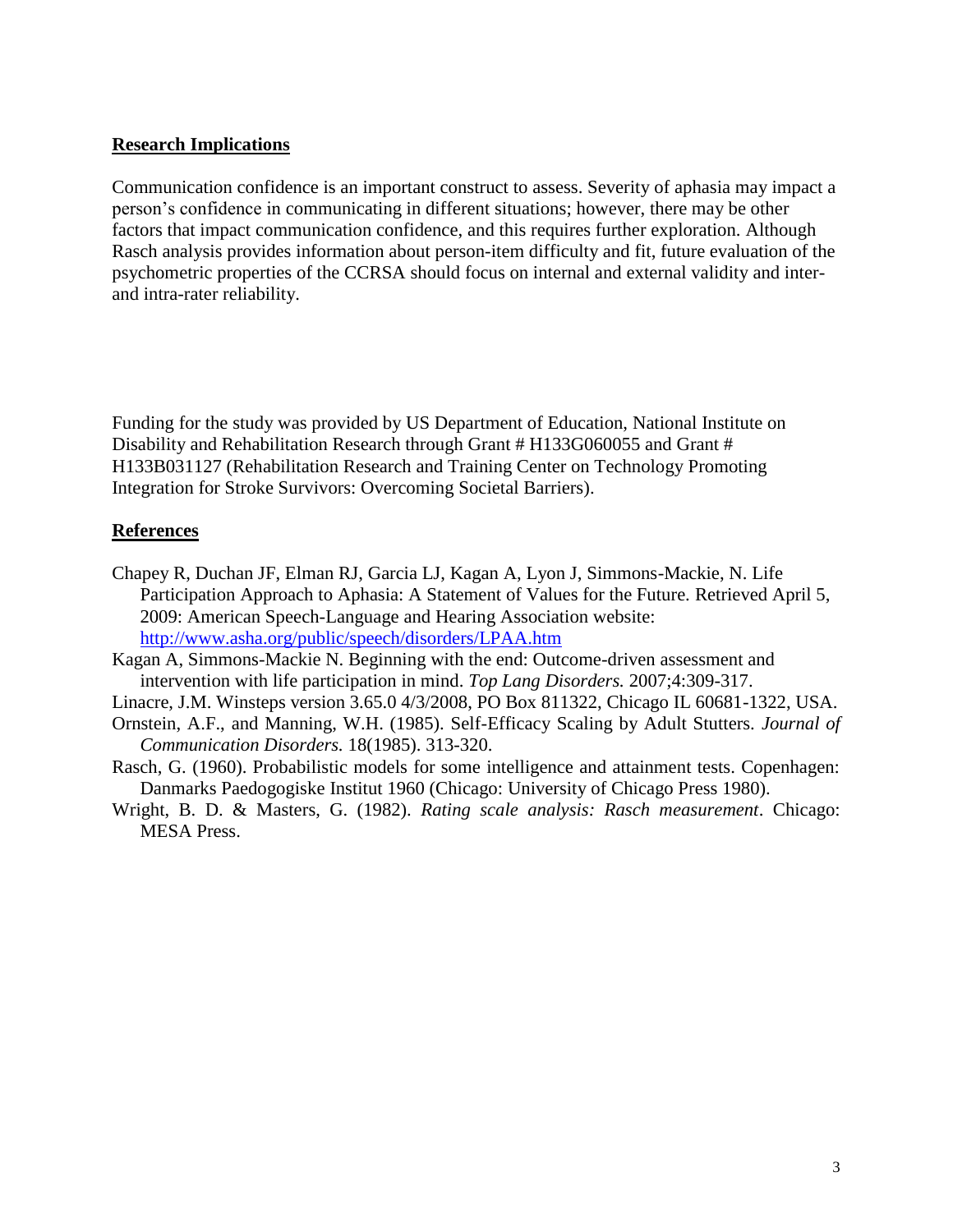## Research Implications

Communication confidence is an important construct to assess. Severity of aphasia may impact a person's confidence in communicating in different situations; however, there may be other factors that impact communication confidence, and this requires further exploration. Although Rasch analysis provides information about person-item difficulty and fit, future evaluation of the psychometric properties of the CCRSA should focus on internal and external validity and inter- and intra-rater reliability.

Funding for the study was provided by US Department of Education, National Institute on Disability and Rehabilitation Research through Grant # H133G060055 and Grant # H133B031127 (Rehabilitation Research and Training Center on Technology Promoting Integration for Stroke Survivors: Overcoming Societal Barriers).

## References

Chapey R, Duchan JF, Elman RJ, Garcia LJ, Kagan A, Lyon J, Simmons-Mackie, N. Life Participation Approach to Aphasia: A Statement of Values for the Future. Retrieved April 5, 2009: American Speech-Language and Hearing Association website: [http://www.asha.org/public/speech/disorders/LPAA.htm](http://www.asha.org/public/speech/disorders/LPAA.htm)

Kagan A, Simmons-Mackie N. Beginning with the end: Outcome-driven assessment and intervention with life participation in mind. *Top Lang Disorders.* 2007;4:309-317.

Linacre, J.M. Winsteps version 3.65.0 4/3/2008, PO Box 811322, Chicago IL 60681-1322, USA.

Ornstein, A.F., and Manning, W.H. (1985). Self-Efficacy Scaling by Adult Stutters. *Journal of Communication Disorders.* 18(1985). 313-320.

Rasch, G. (1960). Probabilistic models for some intelligence and attainment tests. Copenhagen: Danmarks Paedogogiske Institut 1960 (Chicago: University of Chicago Press 1980).

Wright, B. D. & Masters, G. (1982). *Rating scale analysis: Rasch measurement*. Chicago: MESA Press.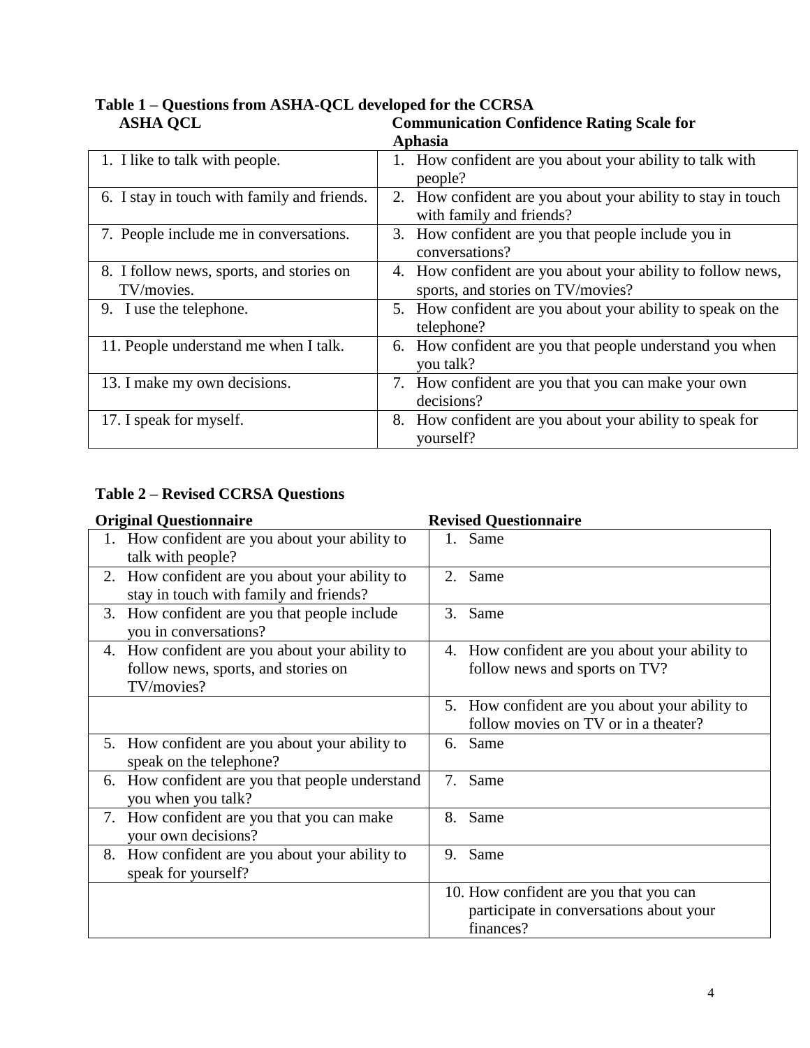**Table 1 – Questions from ASHA-QCL developed for the CCRSA**

| ASHA QCL | Communication Confidence Rating Scale for Aphasia |
|---|---|
| 1. I like to talk with people. | 1. How confident are you about your ability to talk with people? |
| 6. I stay in touch with family and friends. | 2. How confident are you about your ability to stay in touch with family and friends? |
| 7. People include me in conversations. | 3. How confident are you that people include you in conversations? |
| 8. I follow news, sports, and stories on TV/movies. | 4. How confident are you about your ability to follow news, sports, and stories on TV/movies? |
| 9. I use the telephone. | 5. How confident are you about your ability to speak on the telephone? |
| 11. People understand me when I talk. | 6. How confident are you that people understand you when you talk? |
| 13. I make my own decisions. | 7. How confident are you that you can make your own decisions? |
| 17. I speak for myself. | 8. How confident are you about your ability to speak for yourself? |

**Table 2 – Revised CCRSA Questions**

| Original Questionnaire | Revised Questionnaire |
|---|---|
| 1. How confident are you about your ability to talk with people? | 1. Same |
| 2. How confident are you about your ability to stay in touch with family and friends? | 2. Same |
| 3. How confident are you that people include you in conversations? | 3. Same |
| 4. How confident are you about your ability to follow news, sports, and stories on TV/movies? | 4. How confident are you about your ability to follow news and sports on TV? |
| | 5. How confident are you about your ability to follow movies on TV or in a theater? |
| 5. How confident are you about your ability to speak on the telephone? | 6. Same |
| 6. How confident are you that people understand you when you talk? | 7. Same |
| 7. How confident are you that you can make your own decisions? | 8. Same |
| 8. How confident are you about your ability to speak for yourself? | 9. Same |
| | 10. How confident are you that you can participate in conversations about your finances? |